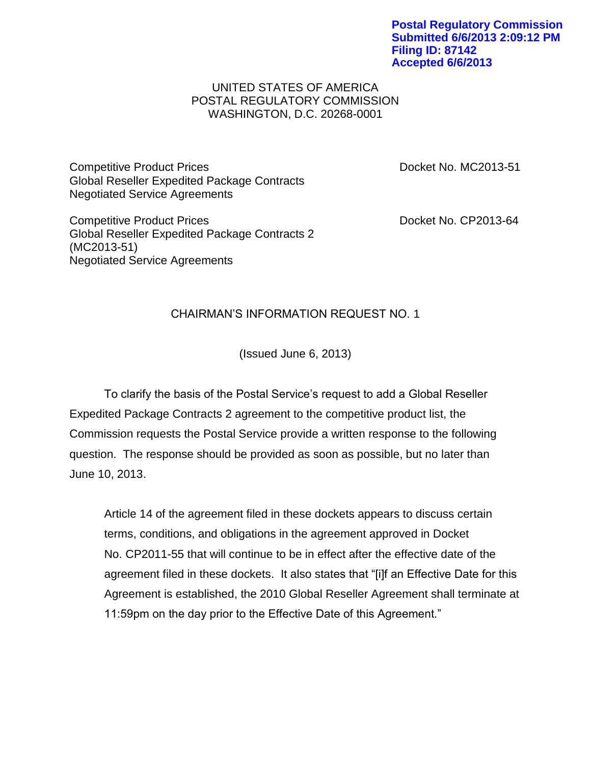**Postal Regulatory Commission**
**Submitted 6/6/2013 2:09:12 PM**
**Filing ID: 87142**
**Accepted 6/6/2013**

UNITED STATES OF AMERICA
POSTAL REGULATORY COMMISSION
WASHINGTON, D.C. 20268-0001

| | |
|---|---|
| Competitive Product Prices<br>Global Reseller Expedited Package Contracts<br>Negotiated Service Agreements | Docket No. MC2013-51 |
| Competitive Product Prices<br>Global Reseller Expedited Package Contracts 2<br>(MC2013-51)<br>Negotiated Service Agreements | Docket No. CP2013-64 |

## CHAIRMAN'S INFORMATION REQUEST NO. 1

(Issued June 6, 2013)

To clarify the basis of the Postal Service's request to add a Global Reseller Expedited Package Contracts 2 agreement to the competitive product list, the Commission requests the Postal Service provide a written response to the following question. The response should be provided as soon as possible, but no later than June 10, 2013.

> Article 14 of the agreement filed in these dockets appears to discuss certain terms, conditions, and obligations in the agreement approved in Docket No. CP2011-55 that will continue to be in effect after the effective date of the agreement filed in these dockets. It also states that "[i]f an Effective Date for this Agreement is established, the 2010 Global Reseller Agreement shall terminate at 11:59pm on the day prior to the Effective Date of this Agreement."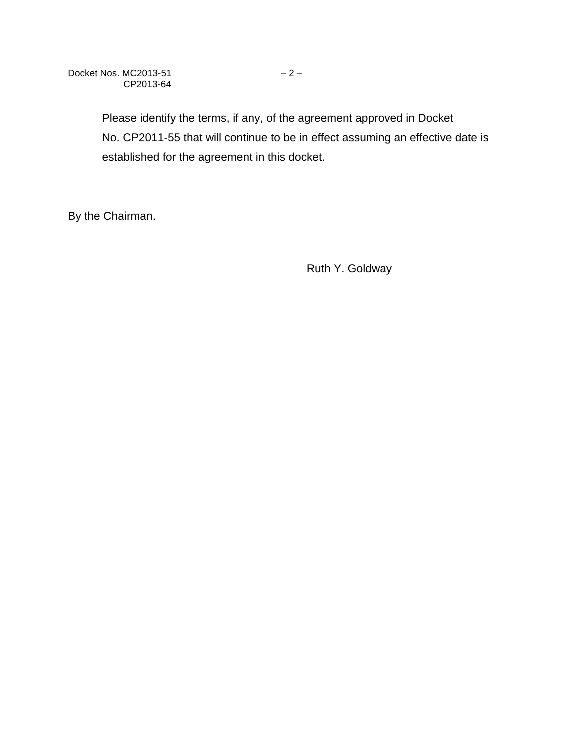Please identify the terms, if any, of the agreement approved in Docket No. CP2011-55 that will continue to be in effect assuming an effective date is established for the agreement in this docket.

By the Chairman.

Ruth Y. Goldway